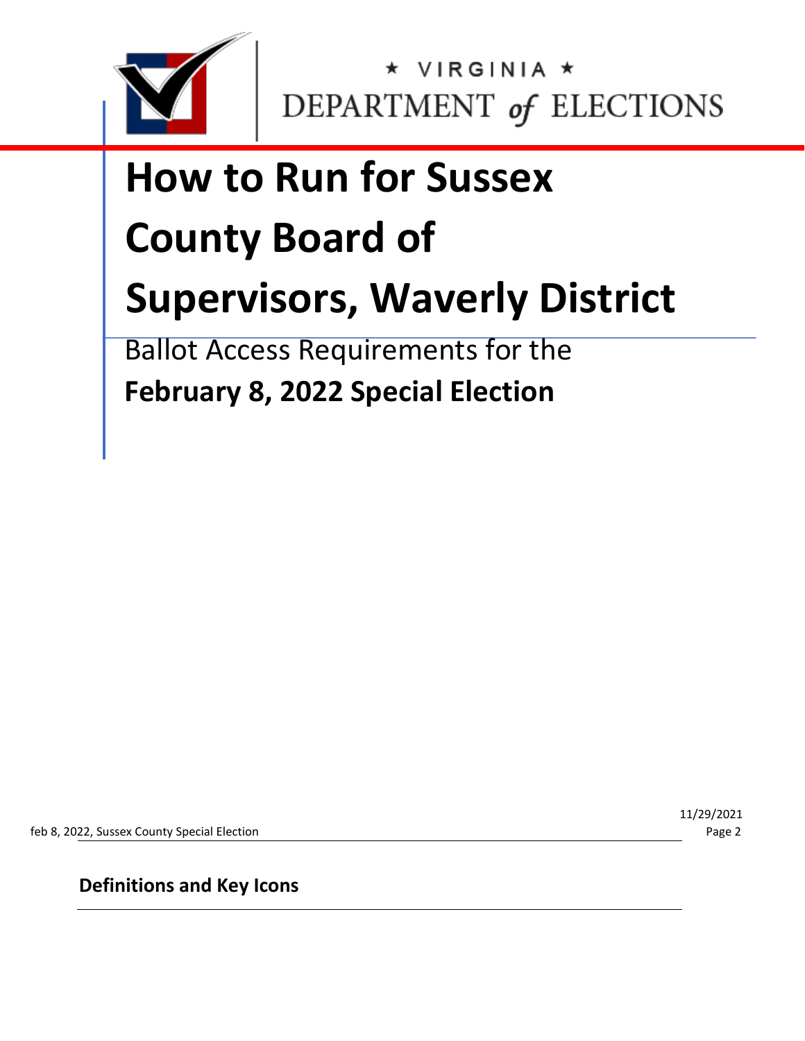★ VIRGINIA ★

DEPARTMENT of ELECTIONS

# How to Run for Sussex County Board of Supervisors, Waverly District

Ballot Access Requirements for the

**February 8, 2022 Special Election**

11/29/2021

## Definitions and Key Icons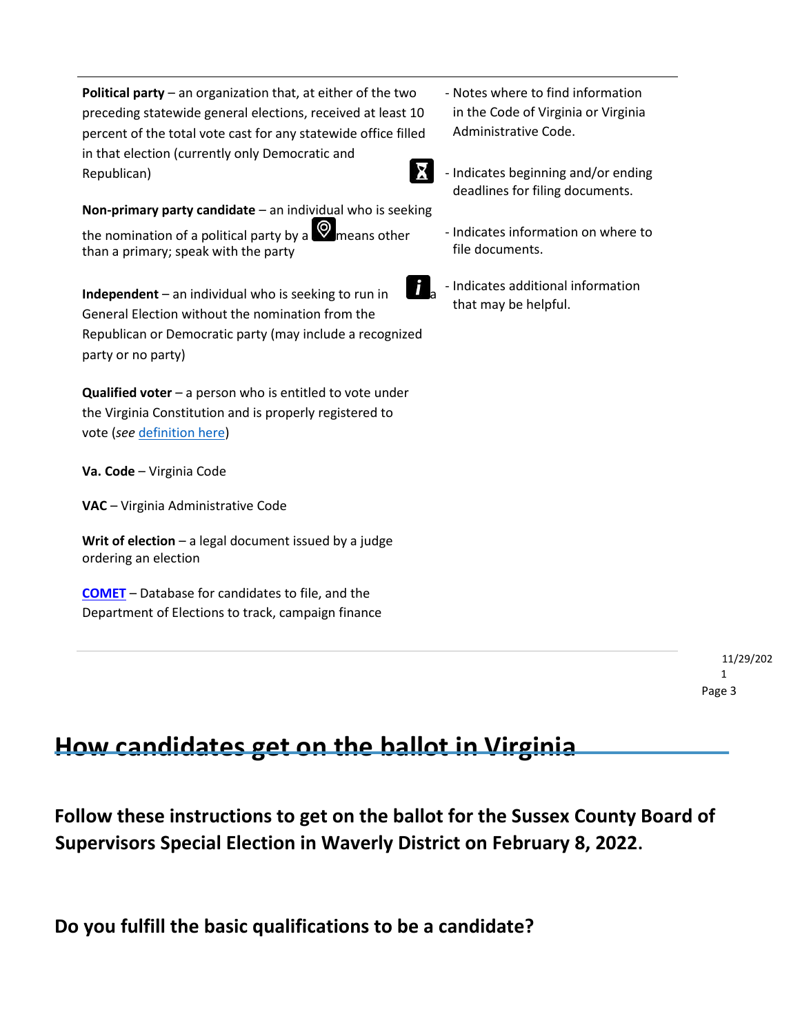**Political party** – an organization that, at either of the two preceding statewide general elections, received at least 10 percent of the total vote cast for any statewide office filled in that election (currently only Democratic and Republican)

**Non-primary party candidate** – an individual who is seeking the nomination of a political party by a means other than a primary; speak with the party

**Independent** – an individual who is seeking to run in a General Election without the nomination from the Republican or Democratic party (may include a recognized party or no party)

**Qualified voter** – a person who is entitled to vote under the Virginia Constitution and is properly registered to vote (*see* definition here)

**Va. Code** – Virginia Code

**VAC** – Virginia Administrative Code

**Writ of election** – a legal document issued by a judge ordering an election

**COMET** – Database for candidates to file, and the Department of Elections to track, campaign finance

- Notes where to find information in the Code of Virginia or Virginia Administrative Code.
- Indicates beginning and/or ending deadlines for filing documents.
- Indicates information on where to file documents.
- Indicates additional information that may be helpful.

# How candidates get on the ballot in Virginia

## Follow these instructions to get on the ballot for the Sussex County Board of Supervisors Special Election in Waverly District on February 8, 2022.

## Do you fulfill the basic qualifications to be a candidate?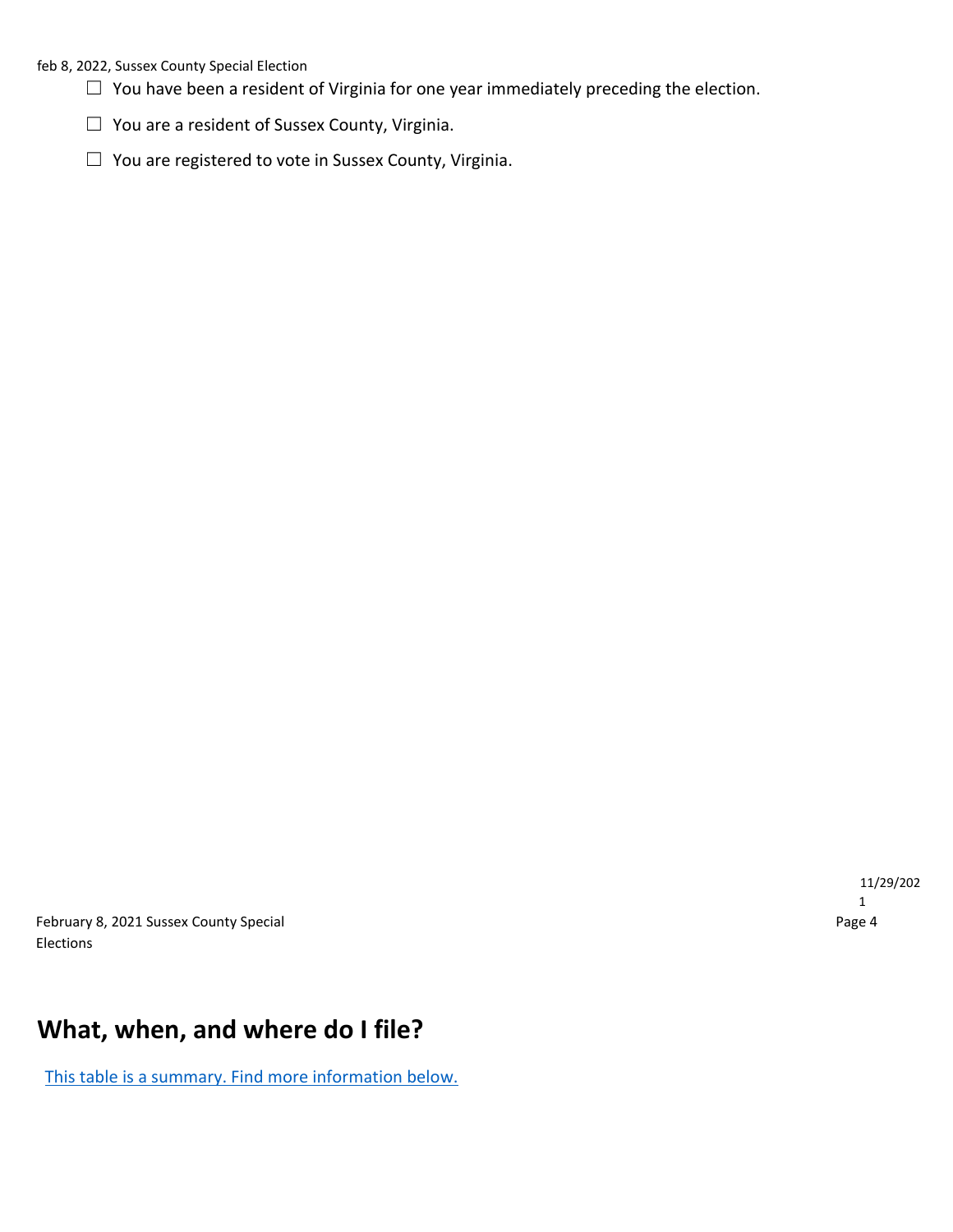- ☐ You have been a resident of Virginia for one year immediately preceding the election.
- ☐ You are a resident of Sussex County, Virginia.
- ☐ You are registered to vote in Sussex County, Virginia.

## What, when, and where do I file?

[This table is a summary. Find more information below.]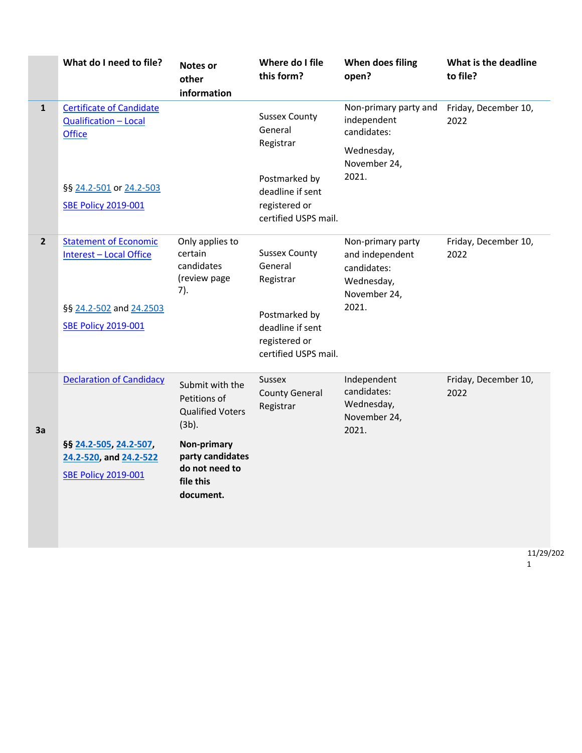| | What do I need to file? | Notes or other information | Where do I file this form? | When does filing open? | What is the deadline to file? |
|---|---|---|---|---|---|
| 1 | Certificate of Candidate Qualification – Local Office<br><br>§§ 24.2-501 or 24.2-503<br><br>SBE Policy 2019-001 | | Sussex County General Registrar<br><br>Postmarked by deadline if sent registered or certified USPS mail. | Non-primary party and independent candidates:<br><br>Wednesday, November 24, 2021. | Friday, December 10, 2022 |
| 2 | Statement of Economic Interest – Local Office<br><br>§§ 24.2-502 and 24.2503<br><br>SBE Policy 2019-001 | Only applies to certain candidates (review page 7). | Sussex County General Registrar<br><br>Postmarked by deadline if sent registered or certified USPS mail. | Non-primary party and independent candidates: Wednesday, November 24, 2021. | Friday, December 10, 2022 |
| 3a | Declaration of Candidacy<br><br>**§§ 24.2-505, 24.2-507, 24.2-520, and 24.2-522**<br><br>SBE Policy 2019-001 | Submit with the Petitions of Qualified Voters (3b).<br><br>**Non-primary party candidates do not need to file this document.** | Sussex County General Registrar | Independent candidates: Wednesday, November 24, 2021. | Friday, December 10, 2022 |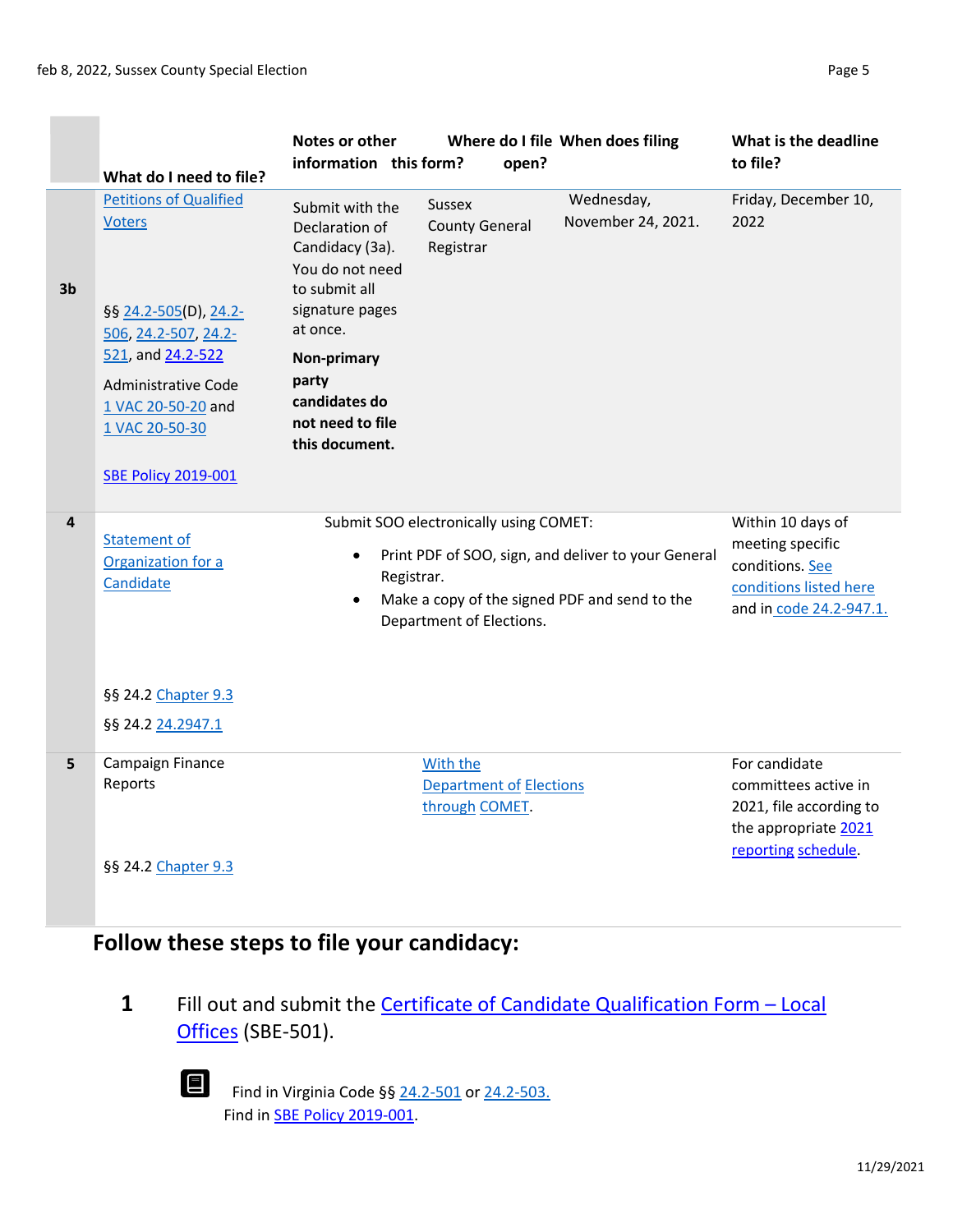| | What do I need to file? | Notes or other information | Where do I file this form? | When does filing open? | What is the deadline to file? |
|---|---|---|---|---|---|
| 3b | Petitions of Qualified Voters<br><br>§§ 24.2-505(D), 24.2-506, 24.2-507, 24.2-521, and 24.2-522<br><br>Administrative Code 1 VAC 20-50-20 and 1 VAC 20-50-30<br><br>SBE Policy 2019-001 | Submit with the Declaration of Candidacy (3a). You do not need to submit all signature pages at once.<br><br>**Non-primary party candidates do not need to file this document.** | Sussex County General Registrar | Wednesday, November 24, 2021. | Friday, December 10, 2022 |
| 4 | Statement of Organization for a Candidate<br><br>§§ 24.2 Chapter 9.3<br><br>§§ 24.2 24.2947.1 | Submit SOO electronically using COMET:<br>• Print PDF of SOO, sign, and deliver to your General Registrar.<br>• Make a copy of the signed PDF and send to the Department of Elections. | | | Within 10 days of meeting specific conditions. See conditions listed here and in code 24.2-947.1. |
| 5 | Campaign Finance Reports<br><br>§§ 24.2 Chapter 9.3 | | With the Department of Elections through COMET. | | For candidate committees active in 2021, file according to the appropriate 2021 reporting schedule. |

## Follow these steps to file your candidacy:

**1** Fill out and submit the Certificate of Candidate Qualification Form – Local Offices (SBE-501).

Find in Virginia Code §§ 24.2-501 or 24.2-503.
Find in SBE Policy 2019-001.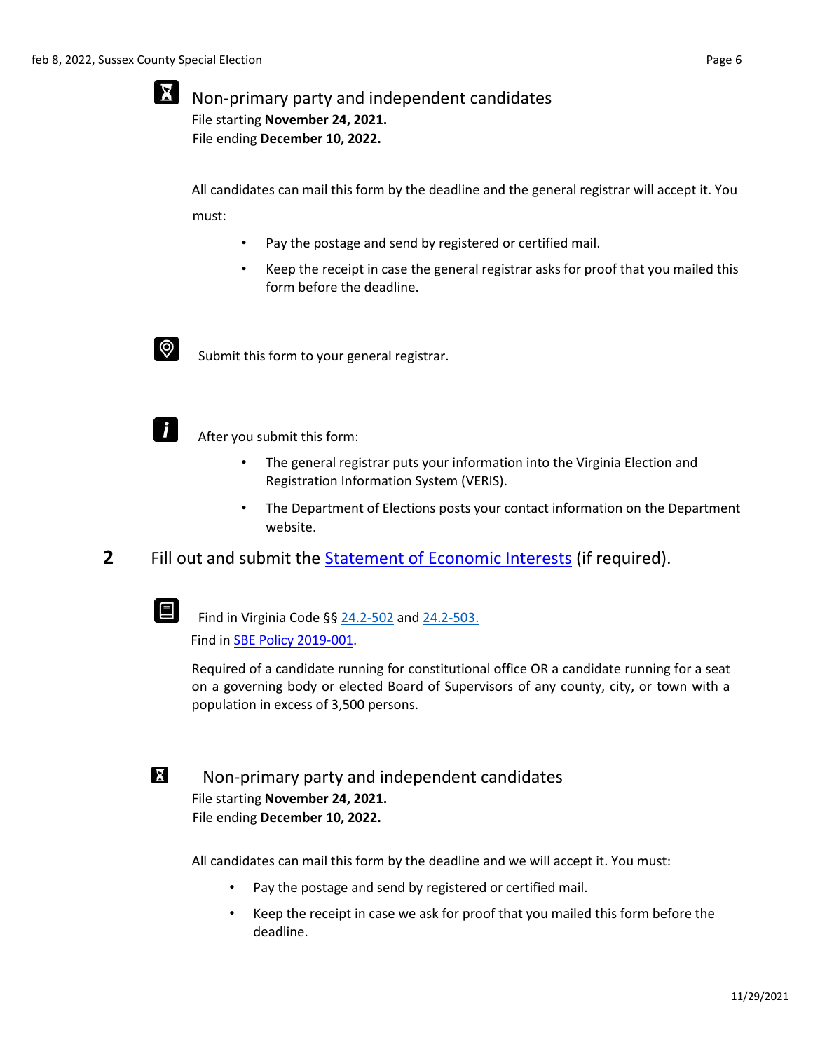### Non-primary party and independent candidates

File starting **November 24, 2021.**
File ending **December 10, 2022.**

All candidates can mail this form by the deadline and the general registrar will accept it. You must:

- Pay the postage and send by registered or certified mail.
- Keep the receipt in case the general registrar asks for proof that you mailed this form before the deadline.

Submit this form to your general registrar.

After you submit this form:

- The general registrar puts your information into the Virginia Election and Registration Information System (VERIS).
- The Department of Elections posts your contact information on the Department website.

## 2 Fill out and submit the Statement of Economic Interests (if required).

Find in Virginia Code §§ 24.2-502 and 24.2-503.
Find in SBE Policy 2019-001.

Required of a candidate running for constitutional office OR a candidate running for a seat on a governing body or elected Board of Supervisors of any county, city, or town with a population in excess of 3,500 persons.

### Non-primary party and independent candidates

File starting **November 24, 2021.**
File ending **December 10, 2022.**

All candidates can mail this form by the deadline and we will accept it. You must:

- Pay the postage and send by registered or certified mail.
- Keep the receipt in case we ask for proof that you mailed this form before the deadline.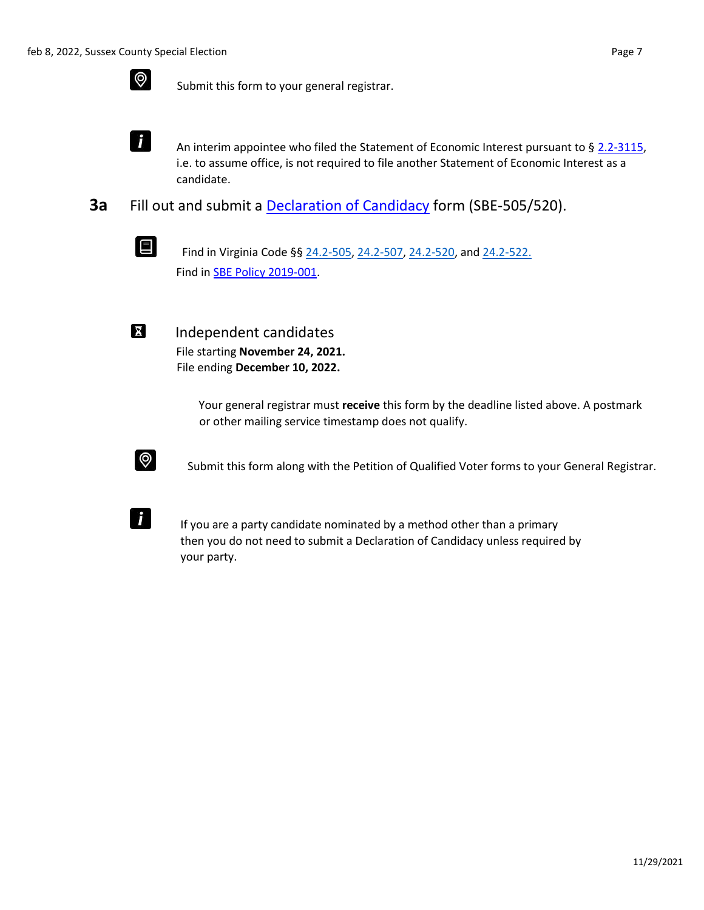Submit this form to your general registrar.

An interim appointee who filed the Statement of Economic Interest pursuant to § 2.2-3115, i.e. to assume office, is not required to file another Statement of Economic Interest as a candidate.

## 3a Fill out and submit a Declaration of Candidacy form (SBE-505/520).

Find in Virginia Code §§ 24.2-505, 24.2-507, 24.2-520, and 24.2-522.
Find in SBE Policy 2019-001.

### Independent candidates

File starting **November 24, 2021.**
File ending **December 10, 2022.**

Your general registrar must **receive** this form by the deadline listed above. A postmark or other mailing service timestamp does not qualify.

Submit this form along with the Petition of Qualified Voter forms to your General Registrar.

If you are a party candidate nominated by a method other than a primary then you do not need to submit a Declaration of Candidacy unless required by your party.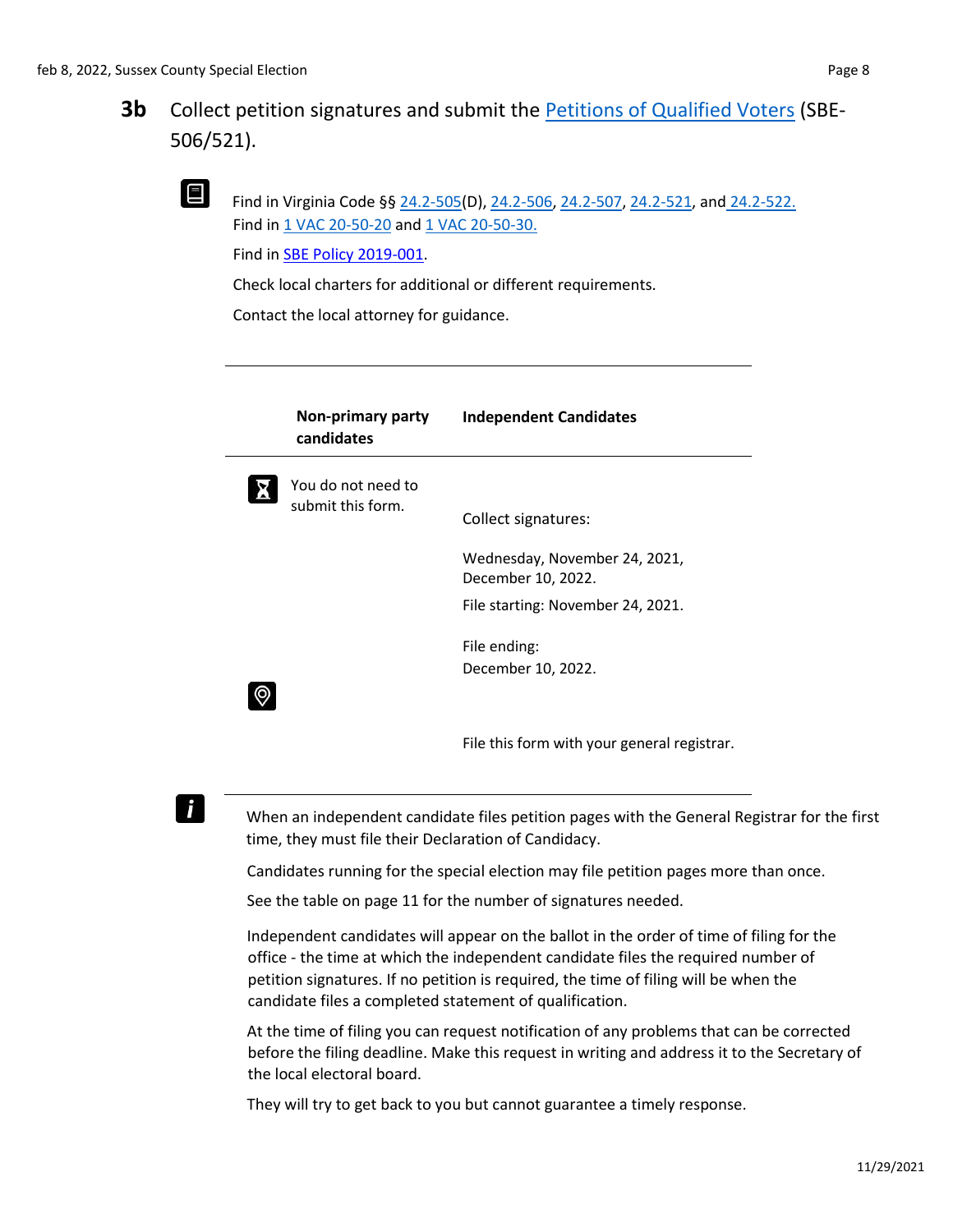## 3b Collect petition signatures and submit the Petitions of Qualified Voters (SBE-506/521).

Find in Virginia Code §§ 24.2-505(D), 24.2-506, 24.2-507, 24.2-521, and 24.2-522.
Find in 1 VAC 20-50-20 and 1 VAC 20-50-30.

Find in SBE Policy 2019-001.

Check local charters for additional or different requirements.

Contact the local attorney for guidance.

| Non-primary party candidates | Independent Candidates |
|---|---|
| You do not need to submit this form. | Collect signatures:<br><br>Wednesday, November 24, 2021, December 10, 2022.<br><br>File starting: November 24, 2021.<br><br>File ending:<br>December 10, 2022. |
| | File this form with your general registrar. |

When an independent candidate files petition pages with the General Registrar for the first time, they must file their Declaration of Candidacy.

Candidates running for the special election may file petition pages more than once.

See the table on page 11 for the number of signatures needed.

Independent candidates will appear on the ballot in the order of time of filing for the office - the time at which the independent candidate files the required number of petition signatures. If no petition is required, the time of filing will be when the candidate files a completed statement of qualification.

At the time of filing you can request notification of any problems that can be corrected before the filing deadline. Make this request in writing and address it to the Secretary of the local electoral board.

They will try to get back to you but cannot guarantee a timely response.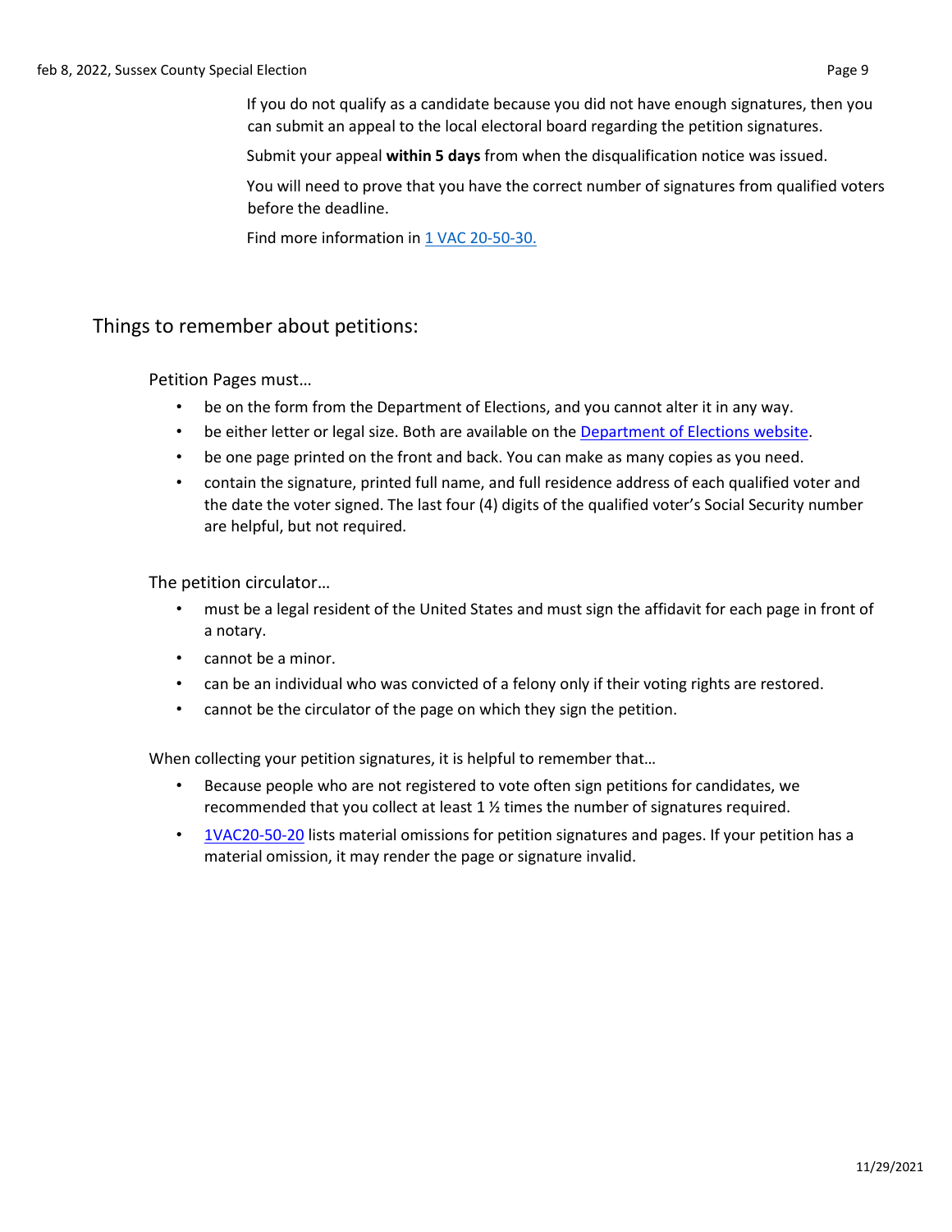If you do not qualify as a candidate because you did not have enough signatures, then you can submit an appeal to the local electoral board regarding the petition signatures.

Submit your appeal **within 5 days** from when the disqualification notice was issued.

You will need to prove that you have the correct number of signatures from qualified voters before the deadline.

Find more information in [1 VAC 20-50-30.]()

## Things to remember about petitions:

Petition Pages must…

- be on the form from the Department of Elections, and you cannot alter it in any way.
- be either letter or legal size. Both are available on the [Department of Elections website]().
- be one page printed on the front and back. You can make as many copies as you need.
- contain the signature, printed full name, and full residence address of each qualified voter and the date the voter signed. The last four (4) digits of the qualified voter's Social Security number are helpful, but not required.

The petition circulator…

- must be a legal resident of the United States and must sign the affidavit for each page in front of a notary.
- cannot be a minor.
- can be an individual who was convicted of a felony only if their voting rights are restored.
- cannot be the circulator of the page on which they sign the petition.

When collecting your petition signatures, it is helpful to remember that…

- Because people who are not registered to vote often sign petitions for candidates, we recommended that you collect at least 1 ½ times the number of signatures required.
- [1VAC20-50-20]() lists material omissions for petition signatures and pages. If your petition has a material omission, it may render the page or signature invalid.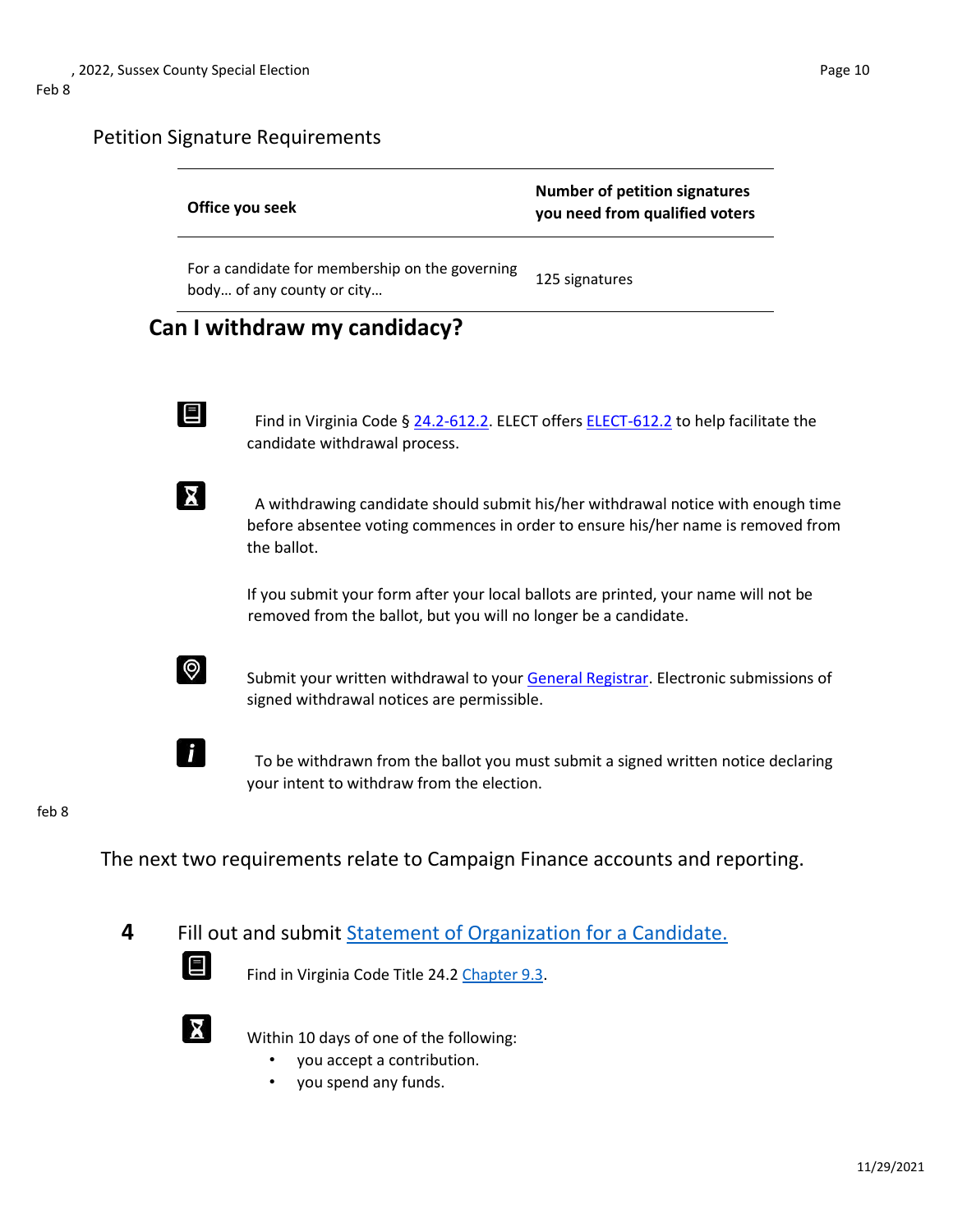Petition Signature Requirements

| Office you seek | Number of petition signatures you need from qualified voters |
|---|---|
| For a candidate for membership on the governing body… of any county or city… | 125 signatures |

## Can I withdraw my candidacy?

Find in Virginia Code § 24.2-612.2. ELECT offers ELECT-612.2 to help facilitate the candidate withdrawal process.

A withdrawing candidate should submit his/her withdrawal notice with enough time before absentee voting commences in order to ensure his/her name is removed from the ballot.

If you submit your form after your local ballots are printed, your name will not be removed from the ballot, but you will no longer be a candidate.

Submit your written withdrawal to your General Registrar. Electronic submissions of signed withdrawal notices are permissible.

To be withdrawn from the ballot you must submit a signed written notice declaring your intent to withdraw from the election.

feb 8

The next two requirements relate to Campaign Finance accounts and reporting.

**4** Fill out and submit Statement of Organization for a Candidate.

Find in Virginia Code Title 24.2 Chapter 9.3.

Within 10 days of one of the following:

- you accept a contribution.
- you spend any funds.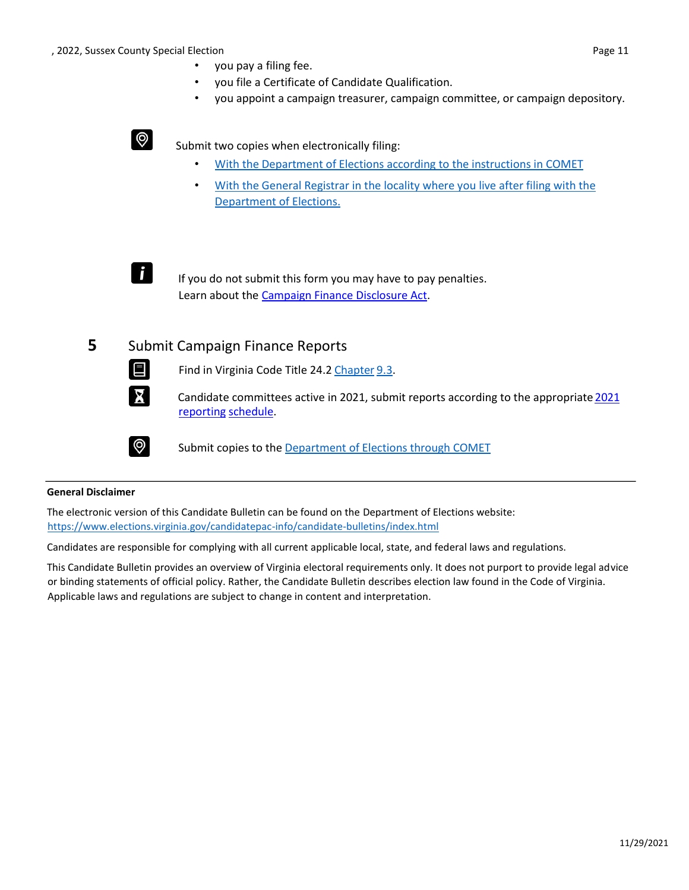- you pay a filing fee.
- you file a Certificate of Candidate Qualification.
- you appoint a campaign treasurer, campaign committee, or campaign depository.

Submit two copies when electronically filing:

- With the Department of Elections according to the instructions in COMET
- With the General Registrar in the locality where you live after filing with the Department of Elections.

If you do not submit this form you may have to pay penalties.
Learn about the Campaign Finance Disclosure Act.

## 5 Submit Campaign Finance Reports

Find in Virginia Code Title 24.2 Chapter 9.3.

Candidate committees active in 2021, submit reports according to the appropriate 2021 reporting schedule.

Submit copies to the Department of Elections through COMET

---

**General Disclaimer**

The electronic version of this Candidate Bulletin can be found on the Department of Elections website: https://www.elections.virginia.gov/candidatepac-info/candidate-bulletins/index.html

Candidates are responsible for complying with all current applicable local, state, and federal laws and regulations.

This Candidate Bulletin provides an overview of Virginia electoral requirements only. It does not purport to provide legal advice or binding statements of official policy. Rather, the Candidate Bulletin describes election law found in the Code of Virginia. Applicable laws and regulations are subject to change in content and interpretation.

11/29/2021